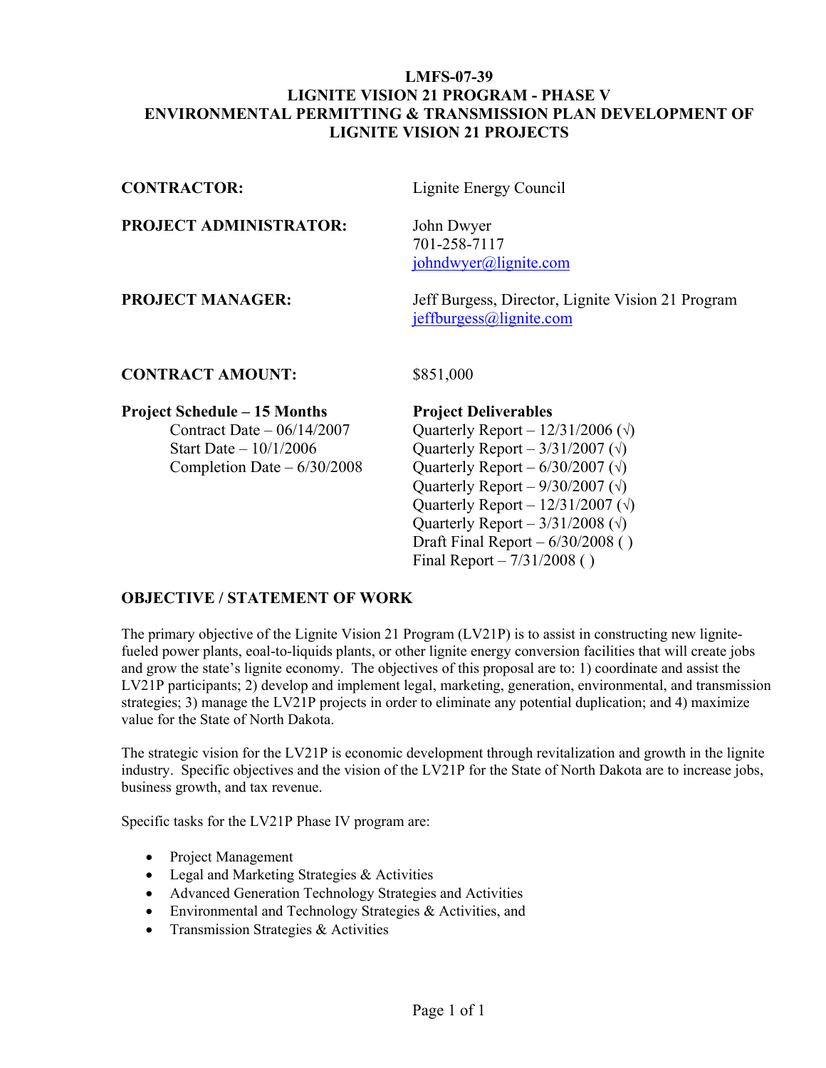# LMFS-07-39
# LIGNITE VISION 21 PROGRAM - PHASE V
# ENVIRONMENTAL PERMITTING & TRANSMISSION PLAN DEVELOPMENT OF LIGNITE VISION 21 PROJECTS

**CONTRACTOR:** Lignite Energy Council

**PROJECT ADMINISTRATOR:** John Dwyer
701-258-7117
johndwyer@lignite.com

**PROJECT MANAGER:** Jeff Burgess, Director, Lignite Vision 21 Program
jeffburgess@lignite.com

**CONTRACT AMOUNT:** $851,000

**Project Schedule – 15 Months**

- Contract Date – 06/14/2007
- Start Date – 10/1/2006
- Completion Date – 6/30/2008

**Project Deliverables**

- Quarterly Report – 12/31/2006 (√)
- Quarterly Report – 3/31/2007 (√)
- Quarterly Report – 6/30/2007 (√)
- Quarterly Report – 9/30/2007 (√)
- Quarterly Report – 12/31/2007 (√)
- Quarterly Report – 3/31/2008 (√)
- Draft Final Report – 6/30/2008 ( )
- Final Report – 7/31/2008 ( )

## OBJECTIVE / STATEMENT OF WORK

The primary objective of the Lignite Vision 21 Program (LV21P) is to assist in constructing new lignite-fueled power plants, eoal-to-liquids plants, or other lignite energy conversion facilities that will create jobs and grow the state's lignite economy. The objectives of this proposal are to: 1) coordinate and assist the LV21P participants; 2) develop and implement legal, marketing, generation, environmental, and transmission strategies; 3) manage the LV21P projects in order to eliminate any potential duplication; and 4) maximize value for the State of North Dakota.

The strategic vision for the LV21P is economic development through revitalization and growth in the lignite industry. Specific objectives and the vision of the LV21P for the State of North Dakota are to increase jobs, business growth, and tax revenue.

Specific tasks for the LV21P Phase IV program are:

- Project Management
- Legal and Marketing Strategies & Activities
- Advanced Generation Technology Strategies and Activities
- Environmental and Technology Strategies & Activities, and
- Transmission Strategies & Activities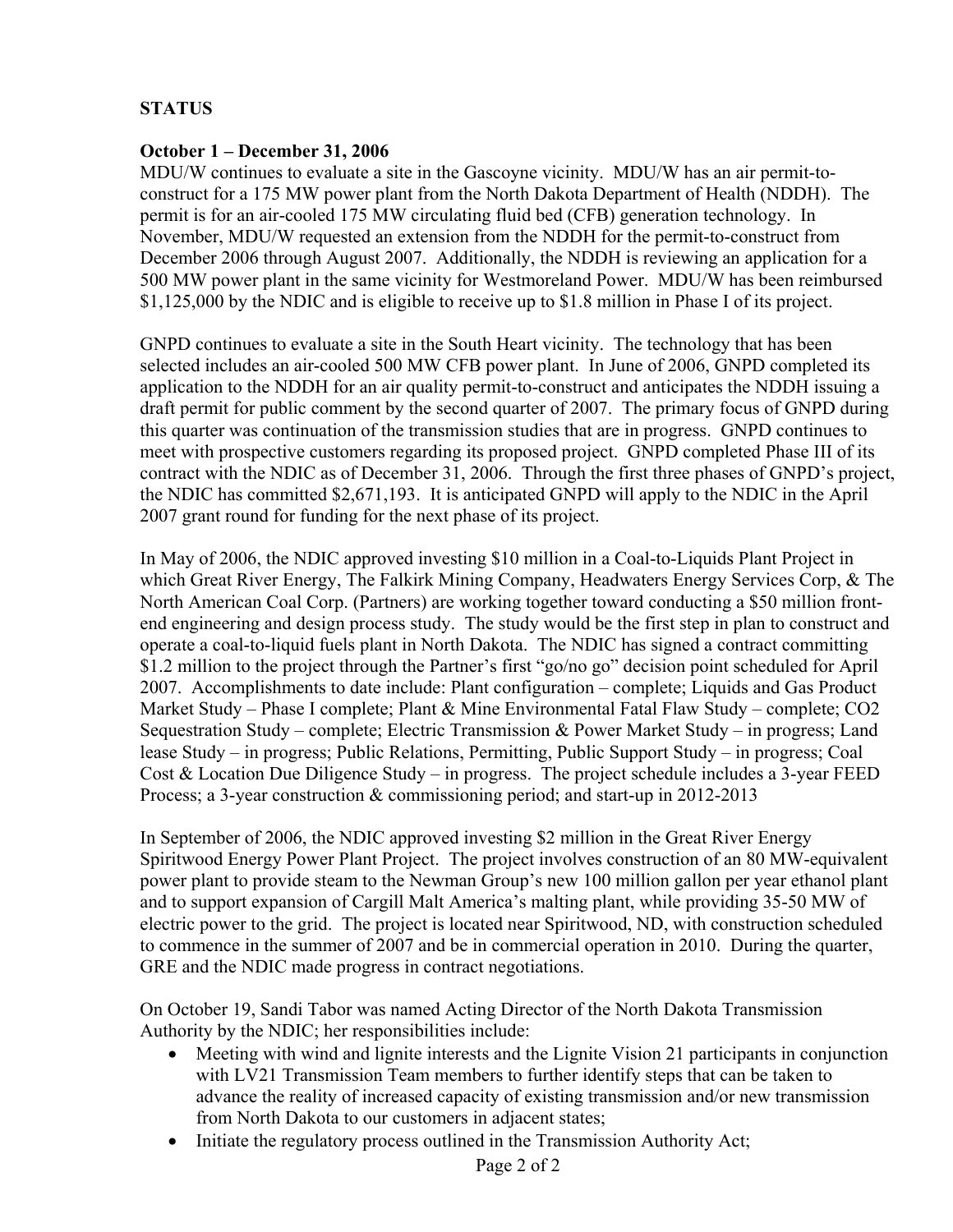## STATUS

### October 1 – December 31, 2006

MDU/W continues to evaluate a site in the Gascoyne vicinity. MDU/W has an air permit-to-construct for a 175 MW power plant from the North Dakota Department of Health (NDDH). The permit is for an air-cooled 175 MW circulating fluid bed (CFB) generation technology. In November, MDU/W requested an extension from the NDDH for the permit-to-construct from December 2006 through August 2007. Additionally, the NDDH is reviewing an application for a 500 MW power plant in the same vicinity for Westmoreland Power. MDU/W has been reimbursed $1,125,000 by the NDIC and is eligible to receive up to $1.8 million in Phase I of its project.

GNPD continues to evaluate a site in the South Heart vicinity. The technology that has been selected includes an air-cooled 500 MW CFB power plant. In June of 2006, GNPD completed its application to the NDDH for an air quality permit-to-construct and anticipates the NDDH issuing a draft permit for public comment by the second quarter of 2007. The primary focus of GNPD during this quarter was continuation of the transmission studies that are in progress. GNPD continues to meet with prospective customers regarding its proposed project. GNPD completed Phase III of its contract with the NDIC as of December 31, 2006. Through the first three phases of GNPD's project, the NDIC has committed $2,671,193. It is anticipated GNPD will apply to the NDIC in the April 2007 grant round for funding for the next phase of its project.

In May of 2006, the NDIC approved investing $10 million in a Coal-to-Liquids Plant Project in which Great River Energy, The Falkirk Mining Company, Headwaters Energy Services Corp, & The North American Coal Corp. (Partners) are working together toward conducting a $50 million front-end engineering and design process study. The study would be the first step in plan to construct and operate a coal-to-liquid fuels plant in North Dakota. The NDIC has signed a contract committing $1.2 million to the project through the Partner's first "go/no go" decision point scheduled for April 2007. Accomplishments to date include: Plant configuration – complete; Liquids and Gas Product Market Study – Phase I complete; Plant & Mine Environmental Fatal Flaw Study – complete; CO2 Sequestration Study – complete; Electric Transmission & Power Market Study – in progress; Land lease Study – in progress; Public Relations, Permitting, Public Support Study – in progress; Coal Cost & Location Due Diligence Study – in progress. The project schedule includes a 3-year FEED Process; a 3-year construction & commissioning period; and start-up in 2012-2013

In September of 2006, the NDIC approved investing $2 million in the Great River Energy Spiritwood Energy Power Plant Project. The project involves construction of an 80 MW-equivalent power plant to provide steam to the Newman Group's new 100 million gallon per year ethanol plant and to support expansion of Cargill Malt America's malting plant, while providing 35-50 MW of electric power to the grid. The project is located near Spiritwood, ND, with construction scheduled to commence in the summer of 2007 and be in commercial operation in 2010. During the quarter, GRE and the NDIC made progress in contract negotiations.

On October 19, Sandi Tabor was named Acting Director of the North Dakota Transmission Authority by the NDIC; her responsibilities include:

- Meeting with wind and lignite interests and the Lignite Vision 21 participants in conjunction with LV21 Transmission Team members to further identify steps that can be taken to advance the reality of increased capacity of existing transmission and/or new transmission from North Dakota to our customers in adjacent states;
- Initiate the regulatory process outlined in the Transmission Authority Act;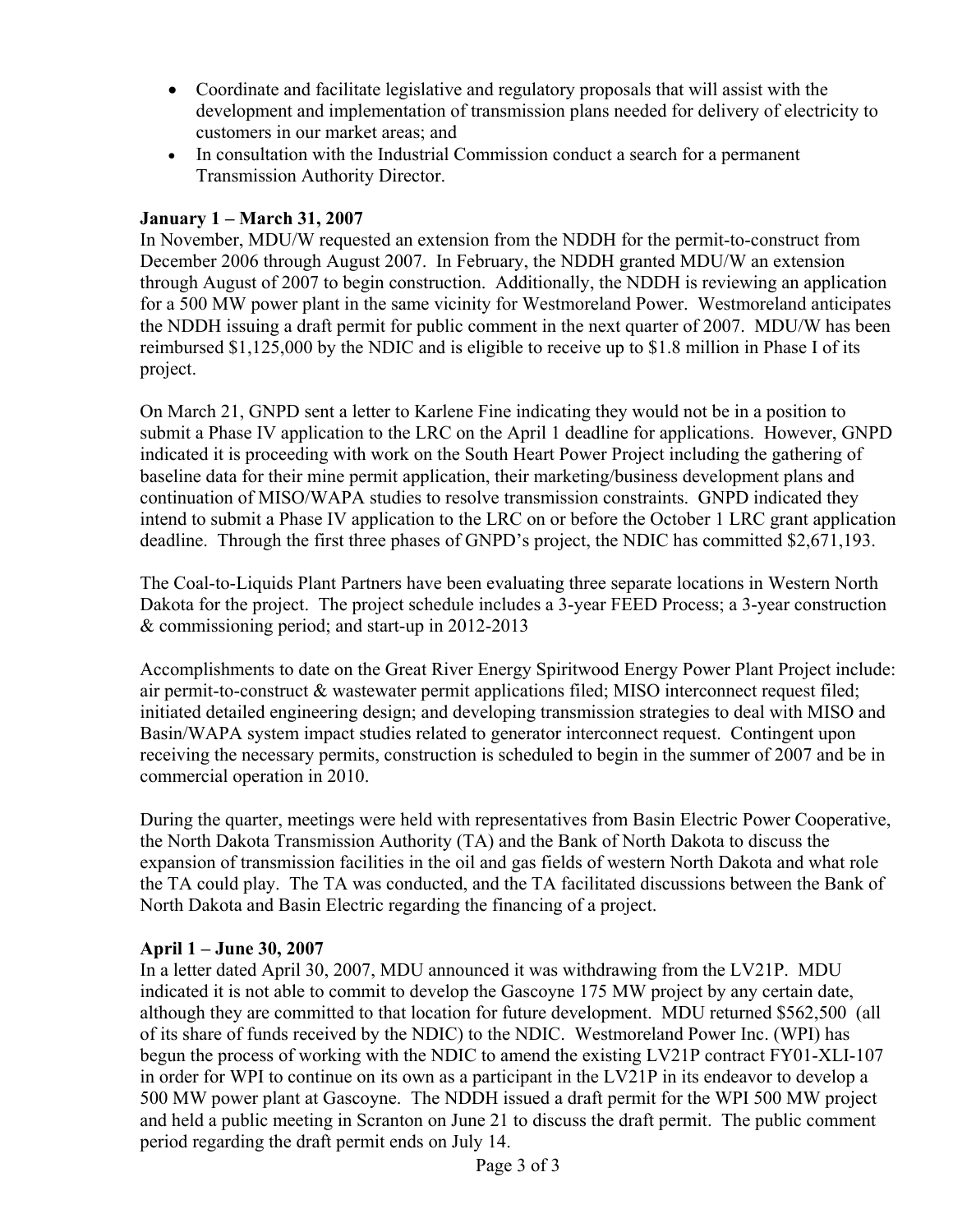- Coordinate and facilitate legislative and regulatory proposals that will assist with the development and implementation of transmission plans needed for delivery of electricity to customers in our market areas; and
- In consultation with the Industrial Commission conduct a search for a permanent Transmission Authority Director.

**January 1 – March 31, 2007**

In November, MDU/W requested an extension from the NDDH for the permit-to-construct from December 2006 through August 2007. In February, the NDDH granted MDU/W an extension through August of 2007 to begin construction. Additionally, the NDDH is reviewing an application for a 500 MW power plant in the same vicinity for Westmoreland Power. Westmoreland anticipates the NDDH issuing a draft permit for public comment in the next quarter of 2007. MDU/W has been reimbursed $1,125,000 by the NDIC and is eligible to receive up to $1.8 million in Phase I of its project.

On March 21, GNPD sent a letter to Karlene Fine indicating they would not be in a position to submit a Phase IV application to the LRC on the April 1 deadline for applications. However, GNPD indicated it is proceeding with work on the South Heart Power Project including the gathering of baseline data for their mine permit application, their marketing/business development plans and continuation of MISO/WAPA studies to resolve transmission constraints. GNPD indicated they intend to submit a Phase IV application to the LRC on or before the October 1 LRC grant application deadline. Through the first three phases of GNPD's project, the NDIC has committed $2,671,193.

The Coal-to-Liquids Plant Partners have been evaluating three separate locations in Western North Dakota for the project. The project schedule includes a 3-year FEED Process; a 3-year construction & commissioning period; and start-up in 2012-2013

Accomplishments to date on the Great River Energy Spiritwood Energy Power Plant Project include: air permit-to-construct & wastewater permit applications filed; MISO interconnect request filed; initiated detailed engineering design; and developing transmission strategies to deal with MISO and Basin/WAPA system impact studies related to generator interconnect request. Contingent upon receiving the necessary permits, construction is scheduled to begin in the summer of 2007 and be in commercial operation in 2010.

During the quarter, meetings were held with representatives from Basin Electric Power Cooperative, the North Dakota Transmission Authority (TA) and the Bank of North Dakota to discuss the expansion of transmission facilities in the oil and gas fields of western North Dakota and what role the TA could play. The TA was conducted, and the TA facilitated discussions between the Bank of North Dakota and Basin Electric regarding the financing of a project.

**April 1 – June 30, 2007**

In a letter dated April 30, 2007, MDU announced it was withdrawing from the LV21P. MDU indicated it is not able to commit to develop the Gascoyne 175 MW project by any certain date, although they are committed to that location for future development. MDU returned $562,500 (all of its share of funds received by the NDIC) to the NDIC. Westmoreland Power Inc. (WPI) has begun the process of working with the NDIC to amend the existing LV21P contract FY01-XLI-107 in order for WPI to continue on its own as a participant in the LV21P in its endeavor to develop a 500 MW power plant at Gascoyne. The NDDH issued a draft permit for the WPI 500 MW project and held a public meeting in Scranton on June 21 to discuss the draft permit. The public comment period regarding the draft permit ends on July 14.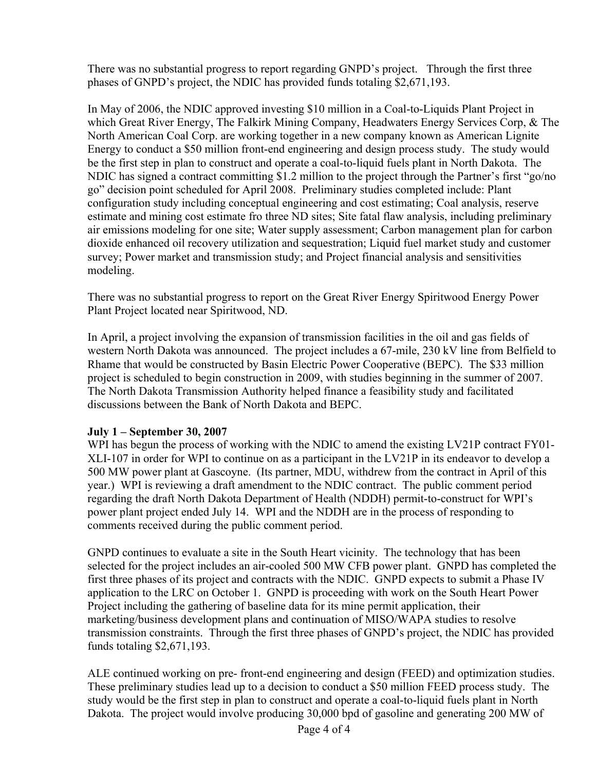There was no substantial progress to report regarding GNPD's project. Through the first three phases of GNPD's project, the NDIC has provided funds totaling $2,671,193.

In May of 2006, the NDIC approved investing $10 million in a Coal-to-Liquids Plant Project in which Great River Energy, The Falkirk Mining Company, Headwaters Energy Services Corp, & The North American Coal Corp. are working together in a new company known as American Lignite Energy to conduct a $50 million front-end engineering and design process study. The study would be the first step in plan to construct and operate a coal-to-liquid fuels plant in North Dakota. The NDIC has signed a contract committing $1.2 million to the project through the Partner's first "go/no go" decision point scheduled for April 2008. Preliminary studies completed include: Plant configuration study including conceptual engineering and cost estimating; Coal analysis, reserve estimate and mining cost estimate fro three ND sites; Site fatal flaw analysis, including preliminary air emissions modeling for one site; Water supply assessment; Carbon management plan for carbon dioxide enhanced oil recovery utilization and sequestration; Liquid fuel market study and customer survey; Power market and transmission study; and Project financial analysis and sensitivities modeling.

There was no substantial progress to report on the Great River Energy Spiritwood Energy Power Plant Project located near Spiritwood, ND.

In April, a project involving the expansion of transmission facilities in the oil and gas fields of western North Dakota was announced. The project includes a 67-mile, 230 kV line from Belfield to Rhame that would be constructed by Basin Electric Power Cooperative (BEPC). The $33 million project is scheduled to begin construction in 2009, with studies beginning in the summer of 2007. The North Dakota Transmission Authority helped finance a feasibility study and facilitated discussions between the Bank of North Dakota and BEPC.

**July 1 – September 30, 2007**

WPI has begun the process of working with the NDIC to amend the existing LV21P contract FY01-XLI-107 in order for WPI to continue on as a participant in the LV21P in its endeavor to develop a 500 MW power plant at Gascoyne. (Its partner, MDU, withdrew from the contract in April of this year.) WPI is reviewing a draft amendment to the NDIC contract. The public comment period regarding the draft North Dakota Department of Health (NDDH) permit-to-construct for WPI's power plant project ended July 14. WPI and the NDDH are in the process of responding to comments received during the public comment period.

GNPD continues to evaluate a site in the South Heart vicinity. The technology that has been selected for the project includes an air-cooled 500 MW CFB power plant. GNPD has completed the first three phases of its project and contracts with the NDIC. GNPD expects to submit a Phase IV application to the LRC on October 1. GNPD is proceeding with work on the South Heart Power Project including the gathering of baseline data for its mine permit application, their marketing/business development plans and continuation of MISO/WAPA studies to resolve transmission constraints. Through the first three phases of GNPD's project, the NDIC has provided funds totaling $2,671,193.

ALE continued working on pre- front-end engineering and design (FEED) and optimization studies. These preliminary studies lead up to a decision to conduct a $50 million FEED process study. The study would be the first step in plan to construct and operate a coal-to-liquid fuels plant in North Dakota. The project would involve producing 30,000 bpd of gasoline and generating 200 MW of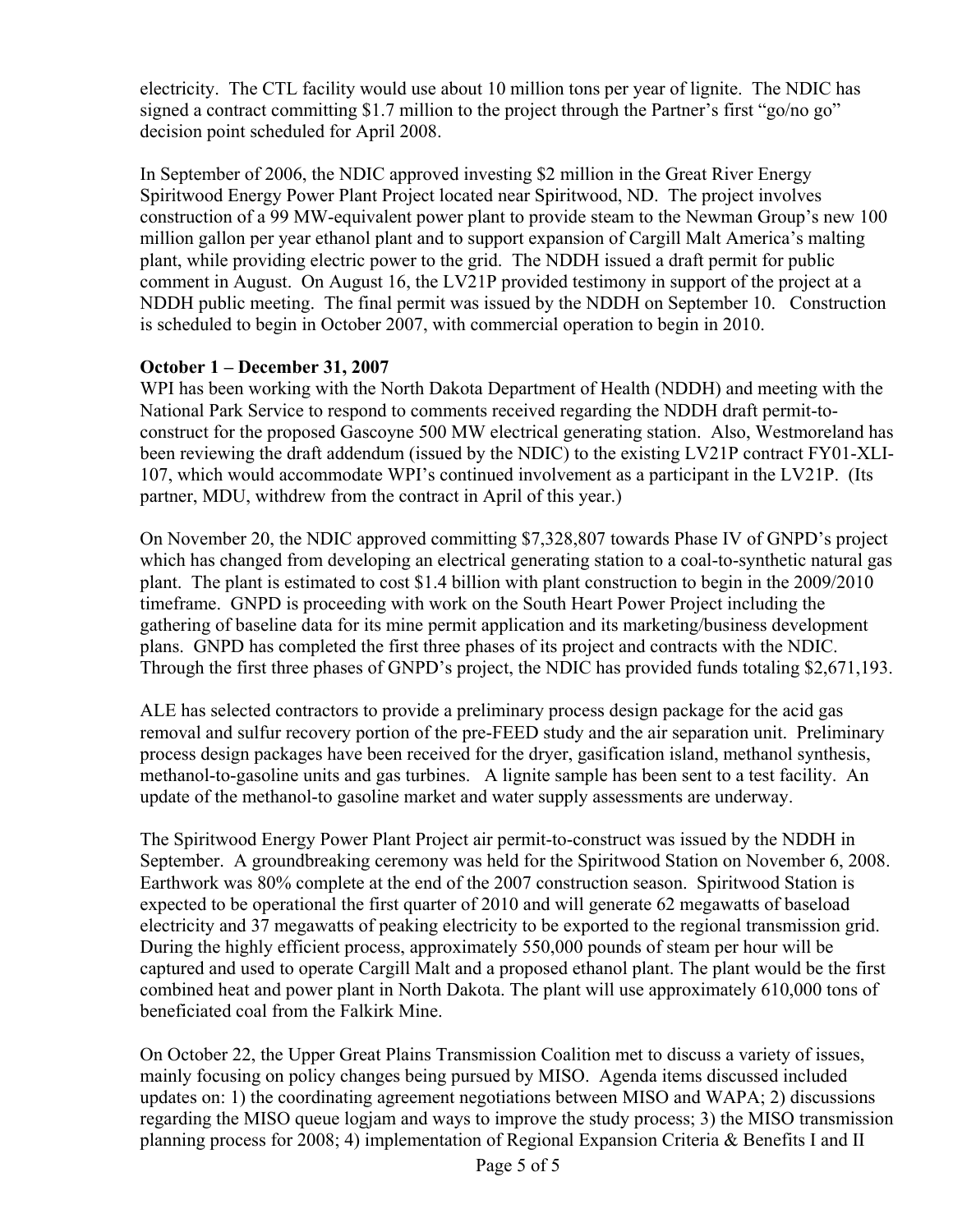electricity. The CTL facility would use about 10 million tons per year of lignite. The NDIC has signed a contract committing $1.7 million to the project through the Partner's first "go/no go" decision point scheduled for April 2008.

In September of 2006, the NDIC approved investing $2 million in the Great River Energy Spiritwood Energy Power Plant Project located near Spiritwood, ND. The project involves construction of a 99 MW-equivalent power plant to provide steam to the Newman Group's new 100 million gallon per year ethanol plant and to support expansion of Cargill Malt America's malting plant, while providing electric power to the grid. The NDDH issued a draft permit for public comment in August. On August 16, the LV21P provided testimony in support of the project at a NDDH public meeting. The final permit was issued by the NDDH on September 10. Construction is scheduled to begin in October 2007, with commercial operation to begin in 2010.

**October 1 – December 31, 2007**

WPI has been working with the North Dakota Department of Health (NDDH) and meeting with the National Park Service to respond to comments received regarding the NDDH draft permit-to-construct for the proposed Gascoyne 500 MW electrical generating station. Also, Westmoreland has been reviewing the draft addendum (issued by the NDIC) to the existing LV21P contract FY01-XLI-107, which would accommodate WPI's continued involvement as a participant in the LV21P. (Its partner, MDU, withdrew from the contract in April of this year.)

On November 20, the NDIC approved committing $7,328,807 towards Phase IV of GNPD's project which has changed from developing an electrical generating station to a coal-to-synthetic natural gas plant. The plant is estimated to cost $1.4 billion with plant construction to begin in the 2009/2010 timeframe. GNPD is proceeding with work on the South Heart Power Project including the gathering of baseline data for its mine permit application and its marketing/business development plans. GNPD has completed the first three phases of its project and contracts with the NDIC. Through the first three phases of GNPD's project, the NDIC has provided funds totaling $2,671,193.

ALE has selected contractors to provide a preliminary process design package for the acid gas removal and sulfur recovery portion of the pre-FEED study and the air separation unit. Preliminary process design packages have been received for the dryer, gasification island, methanol synthesis, methanol-to-gasoline units and gas turbines. A lignite sample has been sent to a test facility. An update of the methanol-to gasoline market and water supply assessments are underway.

The Spiritwood Energy Power Plant Project air permit-to-construct was issued by the NDDH in September. A groundbreaking ceremony was held for the Spiritwood Station on November 6, 2008. Earthwork was 80% complete at the end of the 2007 construction season. Spiritwood Station is expected to be operational the first quarter of 2010 and will generate 62 megawatts of baseload electricity and 37 megawatts of peaking electricity to be exported to the regional transmission grid. During the highly efficient process, approximately 550,000 pounds of steam per hour will be captured and used to operate Cargill Malt and a proposed ethanol plant. The plant would be the first combined heat and power plant in North Dakota. The plant will use approximately 610,000 tons of beneficiated coal from the Falkirk Mine.

On October 22, the Upper Great Plains Transmission Coalition met to discuss a variety of issues, mainly focusing on policy changes being pursued by MISO. Agenda items discussed included updates on: 1) the coordinating agreement negotiations between MISO and WAPA; 2) discussions regarding the MISO queue logjam and ways to improve the study process; 3) the MISO transmission planning process for 2008; 4) implementation of Regional Expansion Criteria & Benefits I and II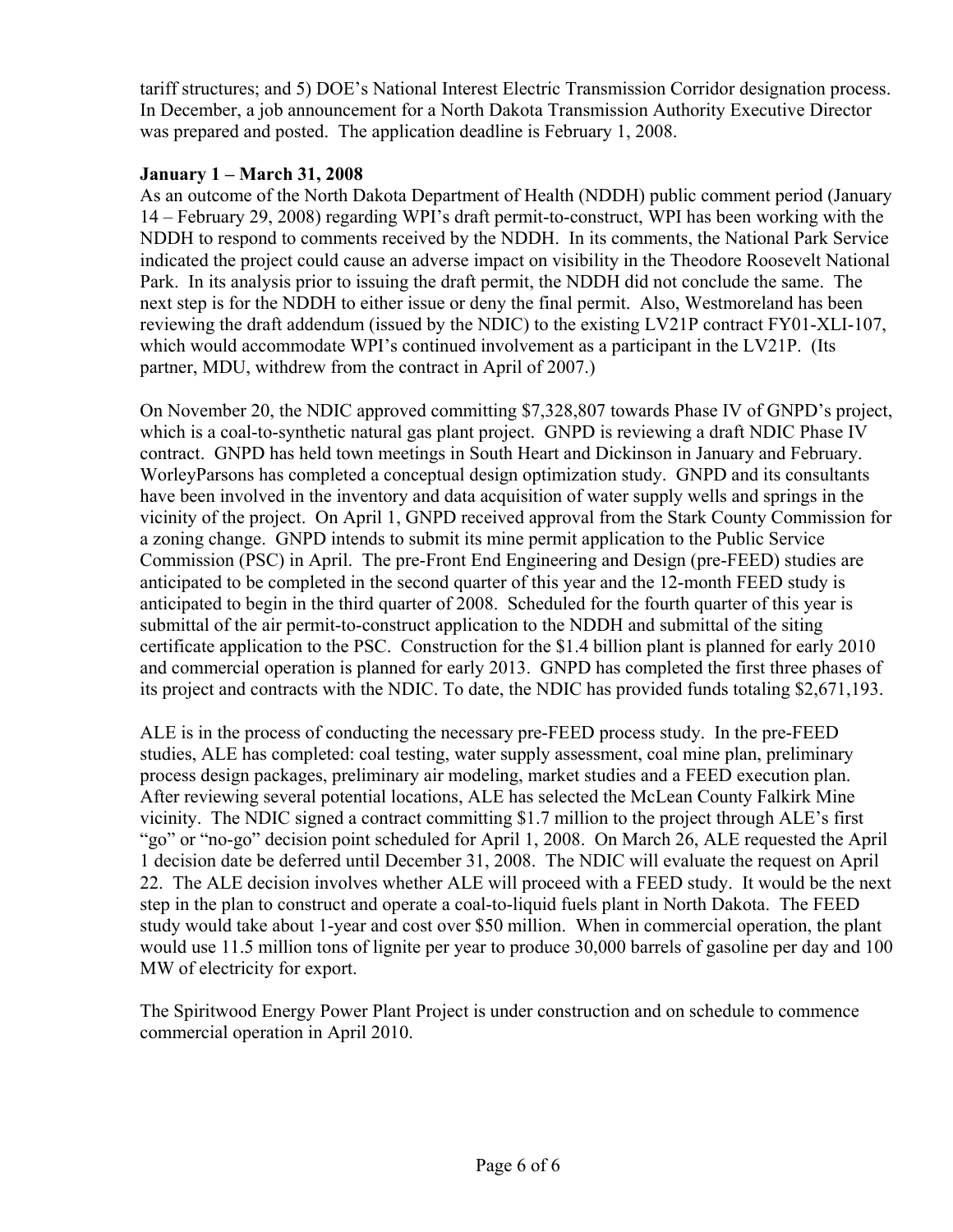tariff structures; and 5) DOE's National Interest Electric Transmission Corridor designation process. In December, a job announcement for a North Dakota Transmission Authority Executive Director was prepared and posted. The application deadline is February 1, 2008.

**January 1 – March 31, 2008**

As an outcome of the North Dakota Department of Health (NDDH) public comment period (January 14 – February 29, 2008) regarding WPI's draft permit-to-construct, WPI has been working with the NDDH to respond to comments received by the NDDH. In its comments, the National Park Service indicated the project could cause an adverse impact on visibility in the Theodore Roosevelt National Park. In its analysis prior to issuing the draft permit, the NDDH did not conclude the same. The next step is for the NDDH to either issue or deny the final permit. Also, Westmoreland has been reviewing the draft addendum (issued by the NDIC) to the existing LV21P contract FY01-XLI-107, which would accommodate WPI's continued involvement as a participant in the LV21P. (Its partner, MDU, withdrew from the contract in April of 2007.)

On November 20, the NDIC approved committing $7,328,807 towards Phase IV of GNPD's project, which is a coal-to-synthetic natural gas plant project. GNPD is reviewing a draft NDIC Phase IV contract. GNPD has held town meetings in South Heart and Dickinson in January and February. WorleyParsons has completed a conceptual design optimization study. GNPD and its consultants have been involved in the inventory and data acquisition of water supply wells and springs in the vicinity of the project. On April 1, GNPD received approval from the Stark County Commission for a zoning change. GNPD intends to submit its mine permit application to the Public Service Commission (PSC) in April. The pre-Front End Engineering and Design (pre-FEED) studies are anticipated to be completed in the second quarter of this year and the 12-month FEED study is anticipated to begin in the third quarter of 2008. Scheduled for the fourth quarter of this year is submittal of the air permit-to-construct application to the NDDH and submittal of the siting certificate application to the PSC. Construction for the $1.4 billion plant is planned for early 2010 and commercial operation is planned for early 2013. GNPD has completed the first three phases of its project and contracts with the NDIC. To date, the NDIC has provided funds totaling $2,671,193.

ALE is in the process of conducting the necessary pre-FEED process study. In the pre-FEED studies, ALE has completed: coal testing, water supply assessment, coal mine plan, preliminary process design packages, preliminary air modeling, market studies and a FEED execution plan. After reviewing several potential locations, ALE has selected the McLean County Falkirk Mine vicinity. The NDIC signed a contract committing $1.7 million to the project through ALE's first "go" or "no-go" decision point scheduled for April 1, 2008. On March 26, ALE requested the April 1 decision date be deferred until December 31, 2008. The NDIC will evaluate the request on April 22. The ALE decision involves whether ALE will proceed with a FEED study. It would be the next step in the plan to construct and operate a coal-to-liquid fuels plant in North Dakota. The FEED study would take about 1-year and cost over $50 million. When in commercial operation, the plant would use 11.5 million tons of lignite per year to produce 30,000 barrels of gasoline per day and 100 MW of electricity for export.

The Spiritwood Energy Power Plant Project is under construction and on schedule to commence commercial operation in April 2010.